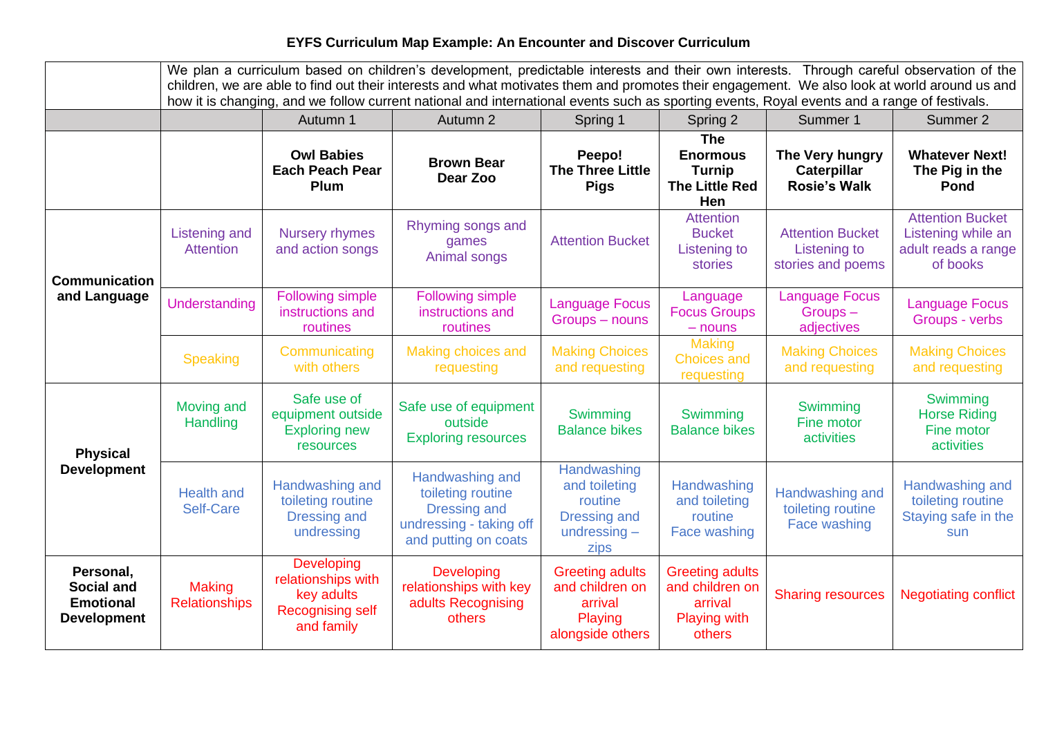# EYFS Curriculum Map Example: An Encounter and Discover Curriculum

| | We plan a curriculum based on children's development, predictable interests and their own interests. Through careful observation of the children, we are able to find out their interests and what motivates them and promotes their engagement. We also look at world around us and how it is changing, and we follow current national and international events such as sporting events, Royal events and a range of festivals. | | | | | | |
|---|---|---|---|---|---|---|---|
| | | Autumn 1 | Autumn 2 | Spring 1 | Spring 2 | Summer 1 | Summer 2 |
| | | **Owl Babies Each Peach Pear Plum** | **Brown Bear Dear Zoo** | **Peepo! The Three Little Pigs** | **The Enormous Turnip The Little Red Hen** | **The Very hungry Caterpillar Rosie's Walk** | **Whatever Next! The Pig in the Pond** |
| **Communication and Language** | Listening and Attention | Nursery rhymes and action songs | Rhyming songs and games Animal songs | Attention Bucket | Attention Bucket Listening to stories | Attention Bucket Listening to stories and poems | Attention Bucket Listening while an adult reads a range of books |
| | Understanding | Following simple instructions and routines | Following simple instructions and routines | Language Focus Groups – nouns | Language Focus Groups – nouns | Language Focus Groups – adjectives | Language Focus Groups - verbs |
| | Speaking | Communicating with others | Making choices and requesting | Making Choices and requesting | Making Choices and requesting | Making Choices and requesting | Making Choices and requesting |
| **Physical Development** | Moving and Handling | Safe use of equipment outside Exploring new resources | Safe use of equipment outside Exploring resources | Swimming Balance bikes | Swimming Balance bikes | Swimming Fine motor activities | Swimming Horse Riding Fine motor activities |
| | Health and Self-Care | Handwashing and toileting routine Dressing and undressing | Handwashing and toileting routine Dressing and undressing - taking off and putting on coats | Handwashing and toileting routine Dressing and undressing – zips | Handwashing and toileting routine Face washing | Handwashing and toileting routine Face washing | Handwashing and toileting routine Staying safe in the sun |
| **Personal, Social and Emotional Development** | Making Relationships | Developing relationships with key adults Recognising self and family | Developing relationships with key adults Recognising others | Greeting adults and children on arrival Playing alongside others | Greeting adults and children on arrival Playing with others | Sharing resources | Negotiating conflict |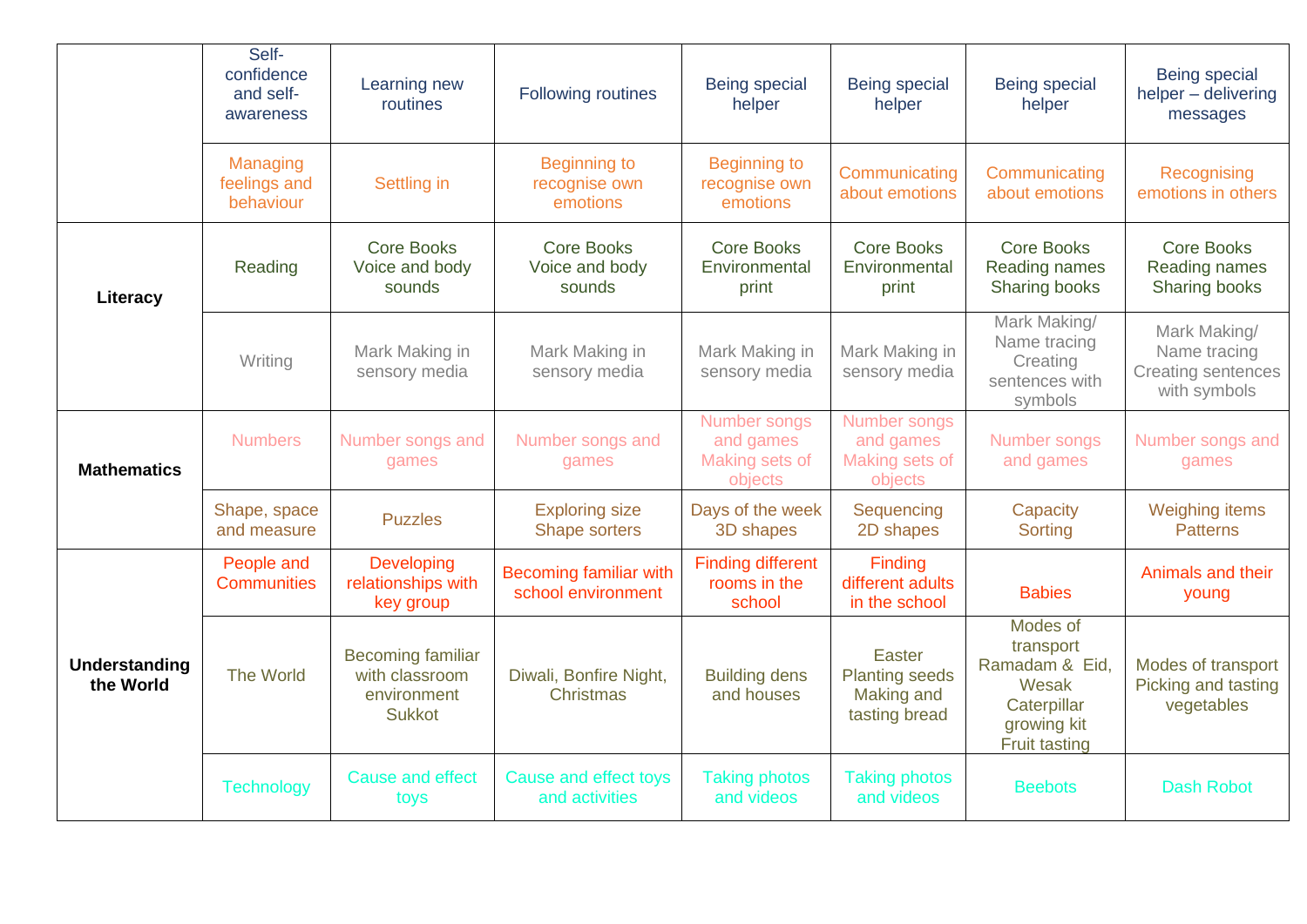| | | | | | | | |
|---|---|---|---|---|---|---|---|
| | Self-confidence and self-awareness | Learning new routines | Following routines | Being special helper | Being special helper | Being special helper | Being special helper – delivering messages |
| | Managing feelings and behaviour | Settling in | Beginning to recognise own emotions | Beginning to recognise own emotions | Communicating about emotions | Communicating about emotions | Recognising emotions in others |
| **Literacy** | Reading | Core Books<br>Voice and body sounds | Core Books<br>Voice and body sounds | Core Books<br>Environmental print | Core Books<br>Environmental print | Core Books<br>Reading names<br>Sharing books | Core Books<br>Reading names<br>Sharing books |
| | Writing | Mark Making in sensory media | Mark Making in sensory media | Mark Making in sensory media | Mark Making in sensory media | Mark Making/<br>Name tracing<br>Creating sentences with symbols | Mark Making/<br>Name tracing<br>Creating sentences with symbols |
| **Mathematics** | Numbers | Number songs and games | Number songs and games | Number songs and games<br>Making sets of objects | Number songs and games<br>Making sets of objects | Number songs and games | Number songs and games |
| | Shape, space and measure | Puzzles | Exploring size<br>Shape sorters | Days of the week<br>3D shapes | Sequencing<br>2D shapes | Capacity<br>Sorting | Weighing items<br>Patterns |
| **Understanding the World** | People and Communities | Developing relationships with key group | Becoming familiar with school environment | Finding different rooms in the school | Finding different adults in the school | Babies | Animals and their young |
| | The World | Becoming familiar with classroom environment<br>Sukkot | Diwali, Bonfire Night, Christmas | Building dens and houses | Easter<br>Planting seeds<br>Making and tasting bread | Modes of transport<br>Ramadam & Eid, Wesak<br>Caterpillar growing kit<br>Fruit tasting | Modes of transport<br>Picking and tasting vegetables |
| | Technology | Cause and effect toys | Cause and effect toys and activities | Taking photos and videos | Taking photos and videos | Beebots | Dash Robot |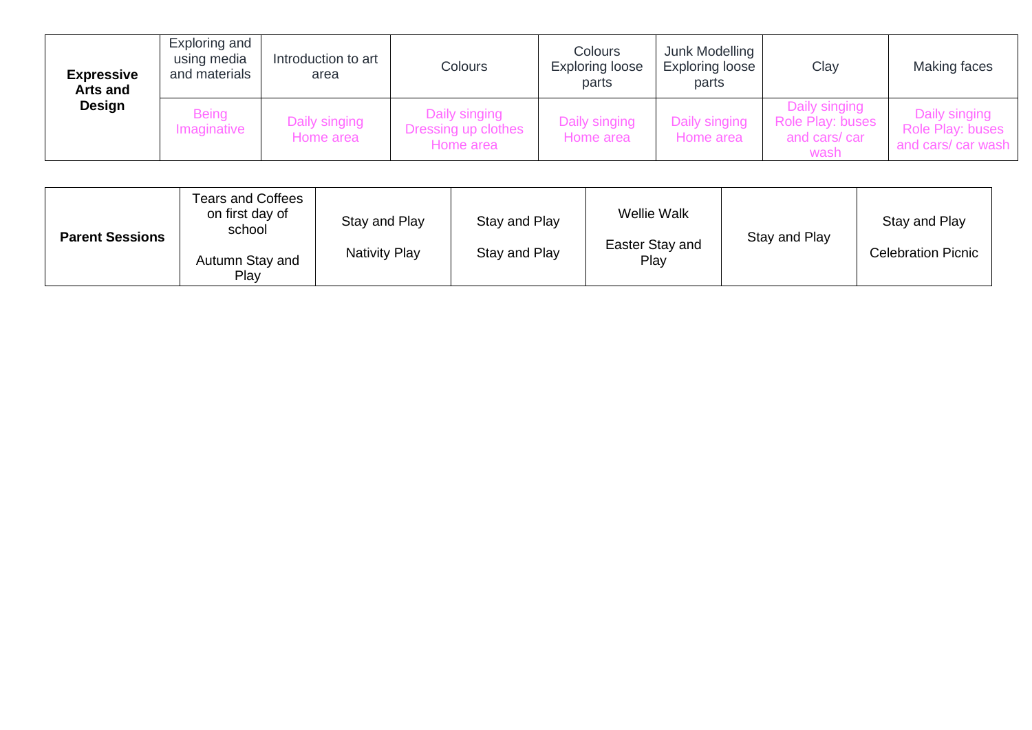| | | | | | | | |
|---|---|---|---|---|---|---|---|
| **Expressive Arts and Design** | Exploring and using media and materials | Introduction to art area | Colours | Colours Exploring loose parts | Junk Modelling Exploring loose parts | Clay | Making faces |
| | Being Imaginative | Daily singing Home area | Daily singing Dressing up clothes Home area | Daily singing Home area | Daily singing Home area | Daily singing Role Play: buses and cars/ car wash | Daily singing Role Play: buses and cars/ car wash |

| | | | | | | |
|---|---|---|---|---|---|---|
| **Parent Sessions** | Tears and Coffees on first day of school<br><br>Autumn Stay and Play | Stay and Play<br><br>Nativity Play | Stay and Play<br><br>Stay and Play | Wellie Walk<br><br>Easter Stay and Play | Stay and Play | Stay and Play<br><br>Celebration Picnic |